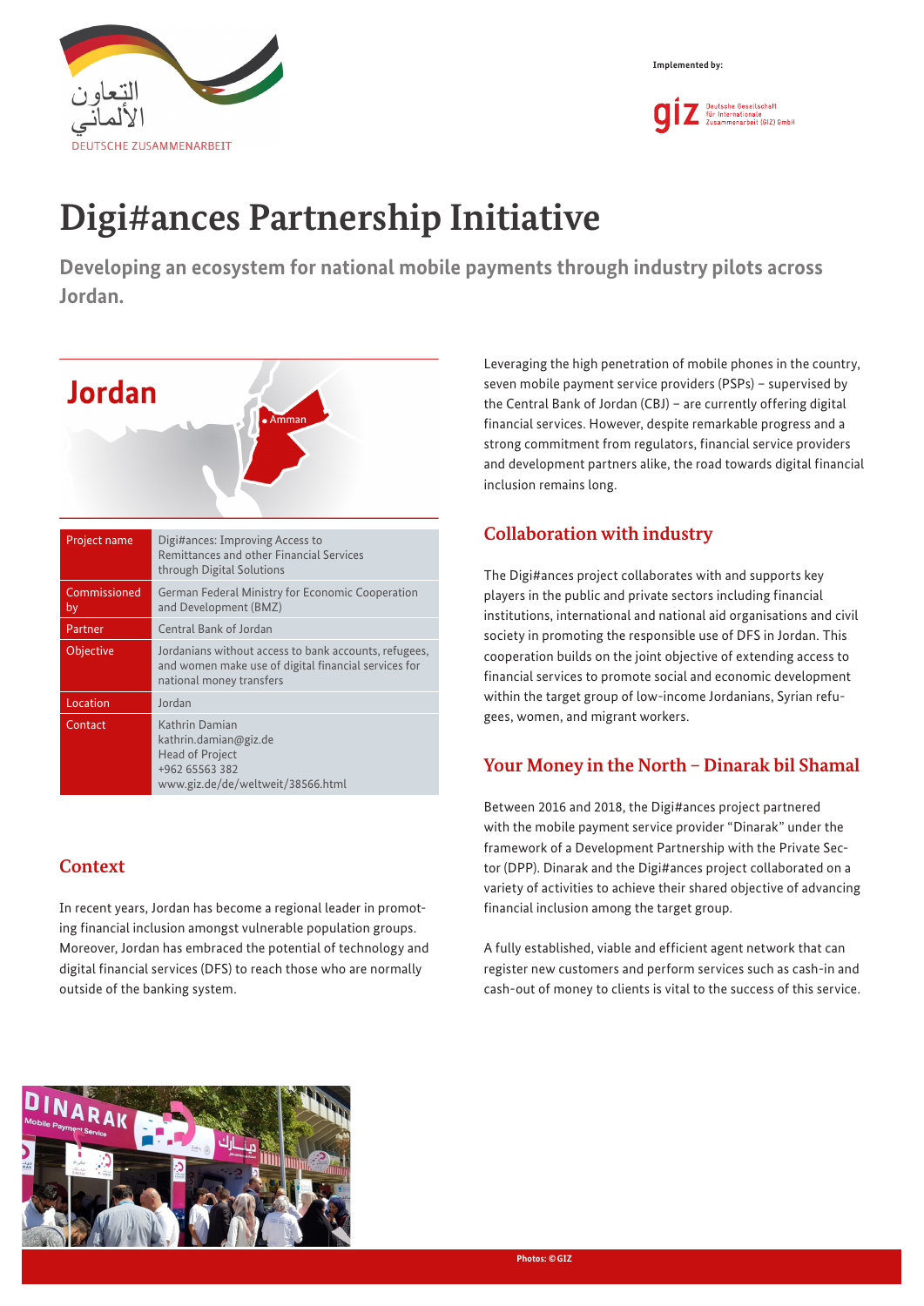Implemented by:

# Digi#ances Partnership Initiative

**Developing an ecosystem for national mobile payments through industry pilots across Jordan.**

| Project name | Digi#ances: Improving Access to Remittances and other Financial Services through Digital Solutions |
|---|---|
| Commissioned by | German Federal Ministry for Economic Cooperation and Development (BMZ) |
| Partner | Central Bank of Jordan |
| Objective | Jordanians without access to bank accounts, refugees, and women make use of digital financial services for national money transfers |
| Location | Jordan |
| Contact | Kathrin Damian<br>kathrin.damian@giz.de<br>Head of Project<br>+962 65563 382<br>www.giz.de/de/weltweit/38566.html |

## Context

In recent years, Jordan has become a regional leader in promoting financial inclusion amongst vulnerable population groups. Moreover, Jordan has embraced the potential of technology and digital financial services (DFS) to reach those who are normally outside of the banking system.

Leveraging the high penetration of mobile phones in the country, seven mobile payment service providers (PSPs) – supervised by the Central Bank of Jordan (CBJ) – are currently offering digital financial services. However, despite remarkable progress and a strong commitment from regulators, financial service providers and development partners alike, the road towards digital financial inclusion remains long.

## Collaboration with industry

The Digi#ances project collaborates with and supports key players in the public and private sectors including financial institutions, international and national aid organisations and civil society in promoting the responsible use of DFS in Jordan. This cooperation builds on the joint objective of extending access to financial services to promote social and economic development within the target group of low-income Jordanians, Syrian refugees, women, and migrant workers.

## Your Money in the North – Dinarak bil Shamal

Between 2016 and 2018, the Digi#ances project partnered with the mobile payment service provider "Dinarak" under the framework of a Development Partnership with the Private Sector (DPP). Dinarak and the Digi#ances project collaborated on a variety of activities to achieve their shared objective of advancing financial inclusion among the target group.

A fully established, viable and efficient agent network that can register new customers and perform services such as cash-in and cash-out of money to clients is vital to the success of this service.

Photos: © GIZ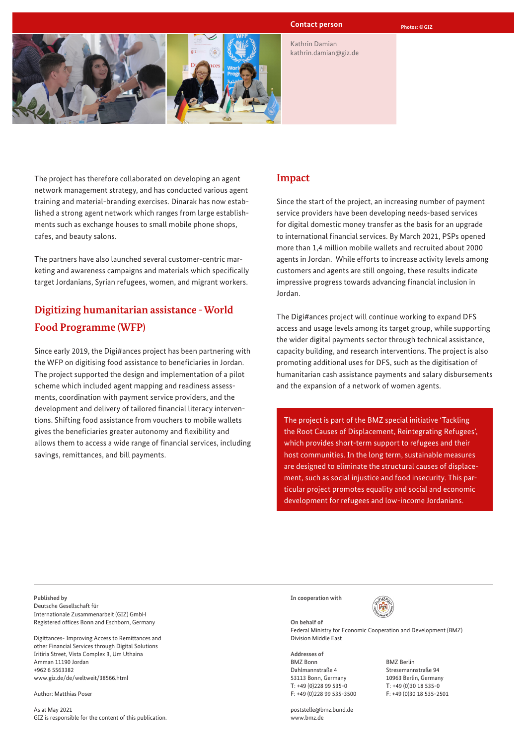**Contact person**

Photos: © GIZ

Kathrin Damian
kathrin.damian@giz.de

The project has therefore collaborated on developing an agent network management strategy, and has conducted various agent training and material-branding exercises. Dinarak has now established a strong agent network which ranges from large establishments such as exchange houses to small mobile phone shops, cafes, and beauty salons.

The partners have also launched several customer-centric marketing and awareness campaigns and materials which specifically target Jordanians, Syrian refugees, women, and migrant workers.

## Digitizing humanitarian assistance - World Food Programme (WFP)

Since early 2019, the Digi#ances project has been partnering with the WFP on digitising food assistance to beneficiaries in Jordan. The project supported the design and implementation of a pilot scheme which included agent mapping and readiness assessments, coordination with payment service providers, and the development and delivery of tailored financial literacy interventions. Shifting food assistance from vouchers to mobile wallets gives the beneficiaries greater autonomy and flexibility and allows them to access a wide range of financial services, including savings, remittances, and bill payments.

## Impact

Since the start of the project, an increasing number of payment service providers have been developing needs-based services for digital domestic money transfer as the basis for an upgrade to international financial services. By March 2021, PSPs opened more than 1,4 million mobile wallets and recruited about 2000 agents in Jordan. While efforts to increase activity levels among customers and agents are still ongoing, these results indicate impressive progress towards advancing financial inclusion in Jordan.

The Digi#ances project will continue working to expand DFS access and usage levels among its target group, while supporting the wider digital payments sector through technical assistance, capacity building, and research interventions. The project is also promoting additional uses for DFS, such as the digitisation of humanitarian cash assistance payments and salary disbursements and the expansion of a network of women agents.

The project is part of the BMZ special initiative 'Tackling the Root Causes of Displacement, Reintegrating Refugees', which provides short-term support to refugees and their host communities. In the long term, sustainable measures are designed to eliminate the structural causes of displacement, such as social injustice and food insecurity. This particular project promotes equality and social and economic development for refugees and low-income Jordanians.

---

**Published by**
Deutsche Gesellschaft für
Internationale Zusammenarbeit (GIZ) GmbH
Registered offices Bonn and Eschborn, Germany

Digittances- Improving Access to Remittances and other Financial Services through Digital Solutions
Iritiria Street, Vista Complex 3, Um Uthaina
Amman 11190 Jordan
+962 6 5563382
www.giz.de/de/weltweit/38566.html

Author: Matthias Poser

As at May 2021
GIZ is responsible for the content of this publication.

**In cooperation with**

**On behalf of**
Federal Ministry for Economic Cooperation and Development (BMZ)
Division Middle East

**Addresses of**

BMZ Bonn
Dahlmannstraße 4
53113 Bonn, Germany
T: +49 (0)228 99 535-0
F: +49 (0)228 99 535-3500

BMZ Berlin
Stresemannstraße 94
10963 Berlin, Germany
T: +49 (0)30 18 535-0
F: +49 (0)30 18 535-2501

poststelle@bmz.bund.de
www.bmz.de